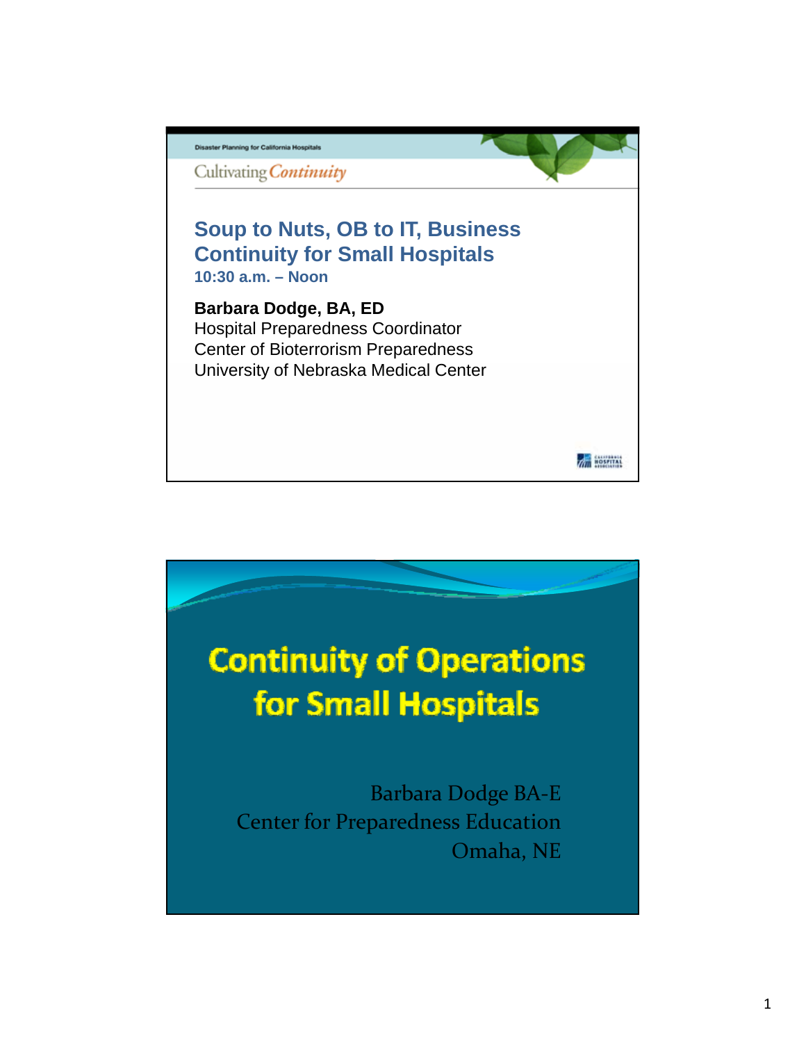Disaster Planning for California Hospitals

Cultivating *Continuity*

## Soup to Nuts, OB to IT, Business Continuity for Small Hospitals

**10:30 a.m. – Noon**

**Barbara Dodge, BA, ED**
Hospital Preparedness Coordinator
Center of Bioterrorism Preparedness
University of Nebraska Medical Center

---

# Continuity of Operations for Small Hospitals

Barbara Dodge BA-E
Center for Preparedness Education
Omaha, NE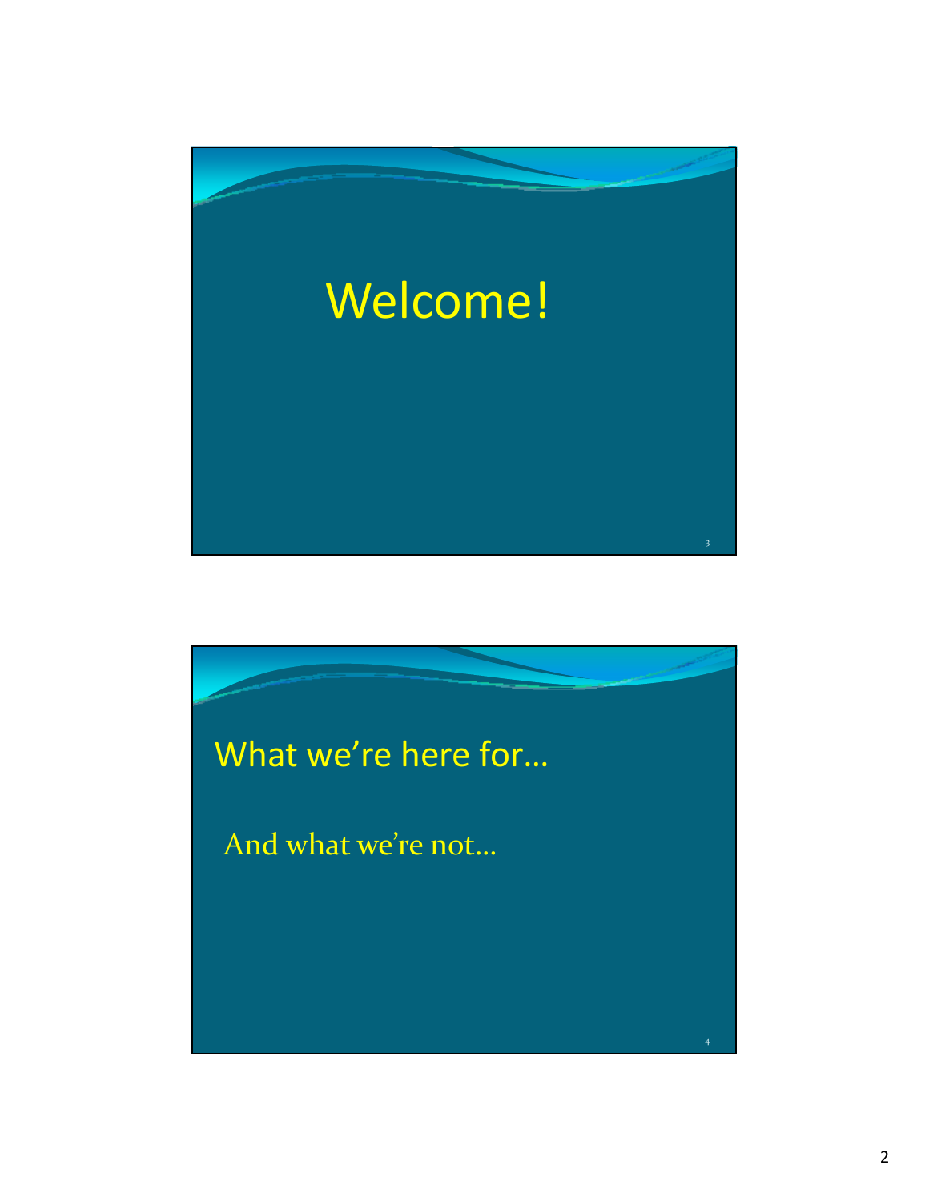# Welcome!

## What we're here for…

And what we're not…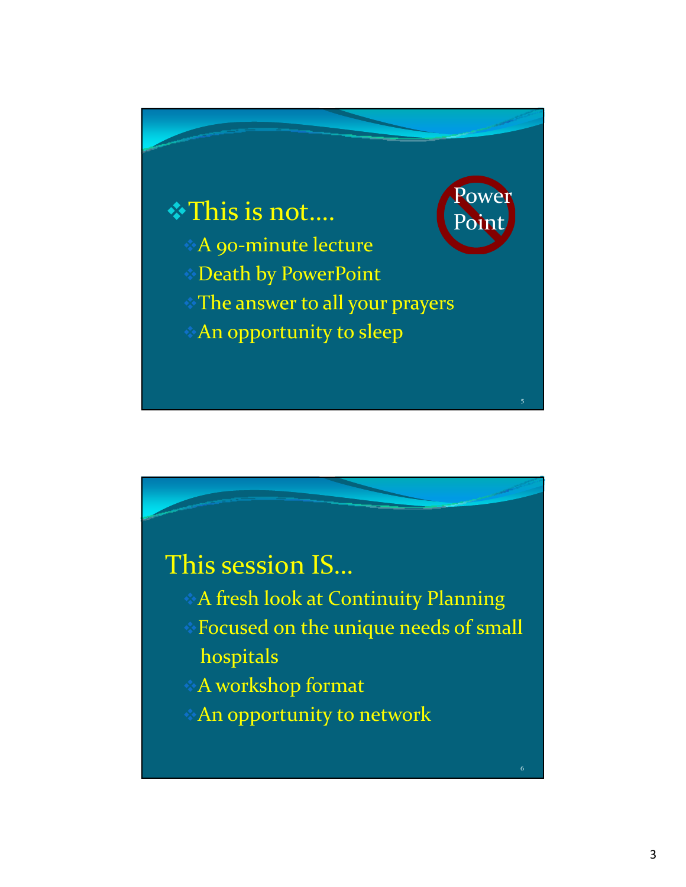## This is not….

- A 90-minute lecture
- Death by PowerPoint
- The answer to all your prayers
- An opportunity to sleep

Power Point

## This session IS…

- A fresh look at Continuity Planning
- Focused on the unique needs of small hospitals
- A workshop format
- An opportunity to network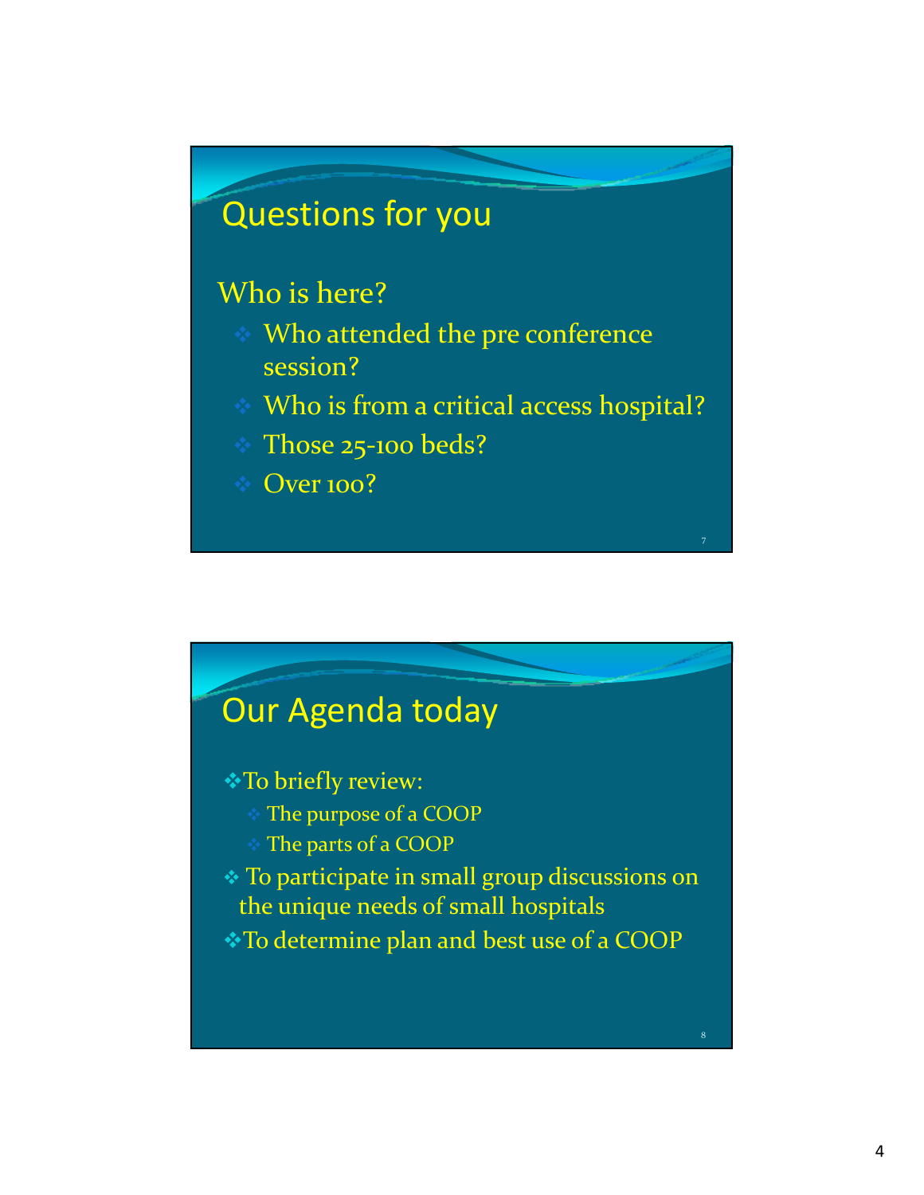## Questions for you

Who is here?

- Who attended the pre conference session?
- Who is from a critical access hospital?
- Those 25-100 beds?
- Over 100?

## Our Agenda today

- To briefly review:
  - The purpose of a COOP
  - The parts of a COOP
- To participate in small group discussions on the unique needs of small hospitals
- To determine plan and best use of a COOP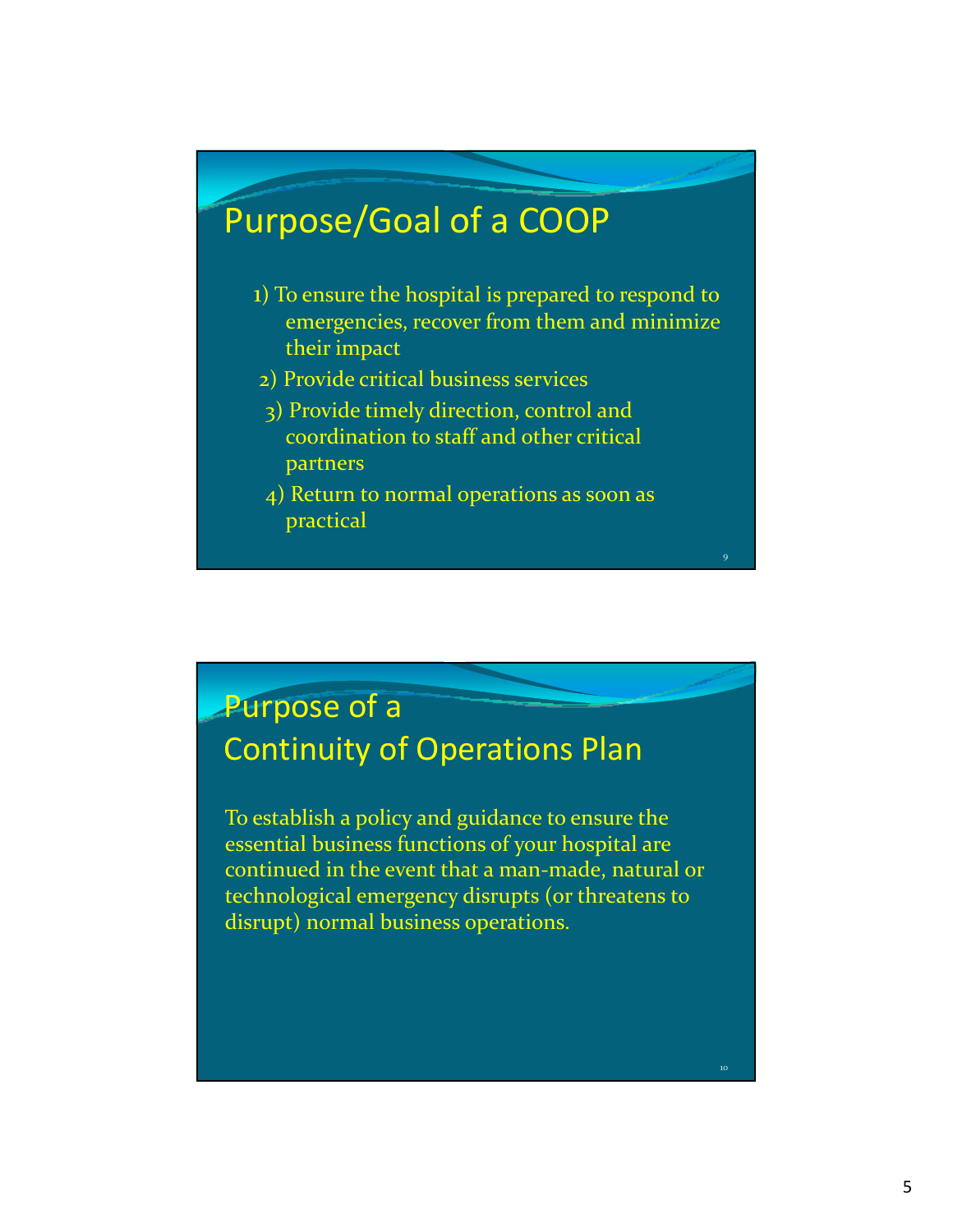## Purpose/Goal of a COOP

1) To ensure the hospital is prepared to respond to emergencies, recover from them and minimize their impact
2) Provide critical business services
3) Provide timely direction, control and coordination to staff and other critical partners
4) Return to normal operations as soon as practical

## Purpose of a Continuity of Operations Plan

To establish a policy and guidance to ensure the essential business functions of your hospital are continued in the event that a man-made, natural or technological emergency disrupts (or threatens to disrupt) normal business operations.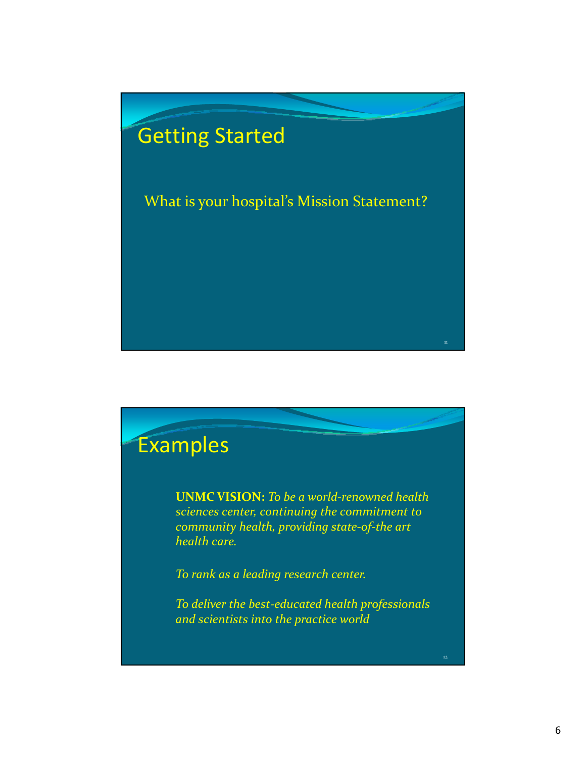## Getting Started

What is your hospital's Mission Statement?

## Examples

**UNMC VISION:** *To be a world-renowned health sciences center, continuing the commitment to community health, providing state-of-the art health care.*

*To rank as a leading research center.*

*To deliver the best-educated health professionals and scientists into the practice world*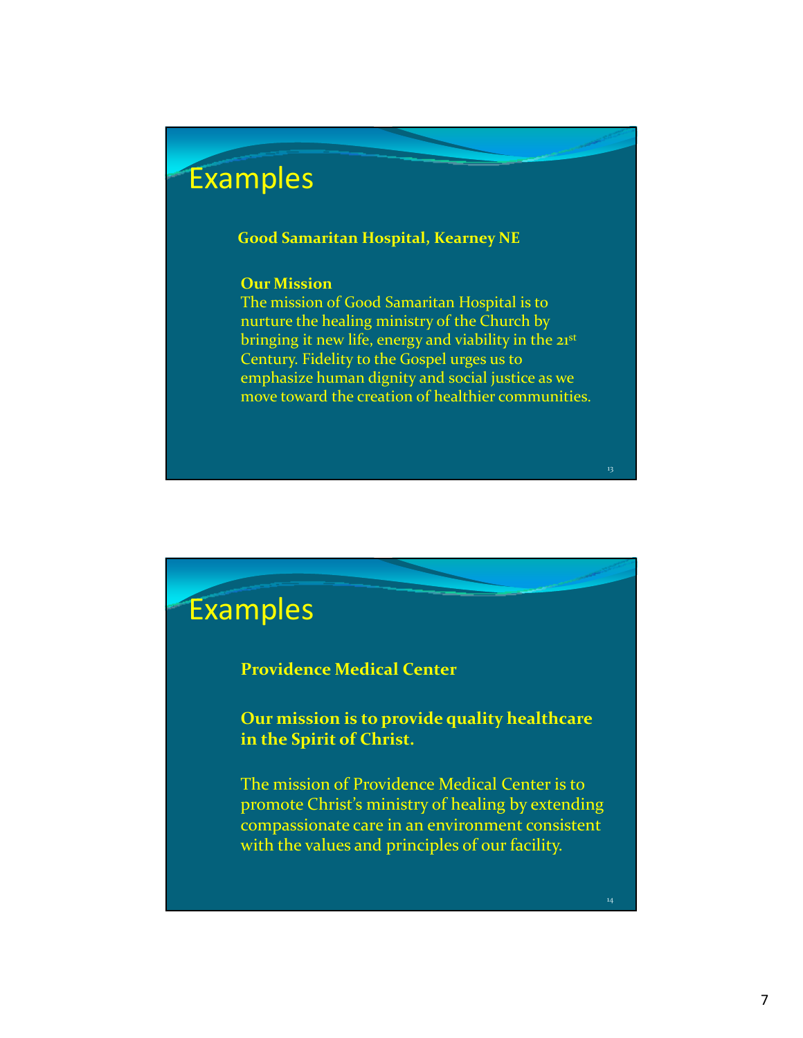## Examples

**Good Samaritan Hospital, Kearney NE**

**Our Mission**
The mission of Good Samaritan Hospital is to nurture the healing ministry of the Church by bringing it new life, energy and viability in the 21st Century. Fidelity to the Gospel urges us to emphasize human dignity and social justice as we move toward the creation of healthier communities.

## Examples

**Providence Medical Center**

**Our mission is to provide quality healthcare in the Spirit of Christ.**

The mission of Providence Medical Center is to promote Christ's ministry of healing by extending compassionate care in an environment consistent with the values and principles of our facility.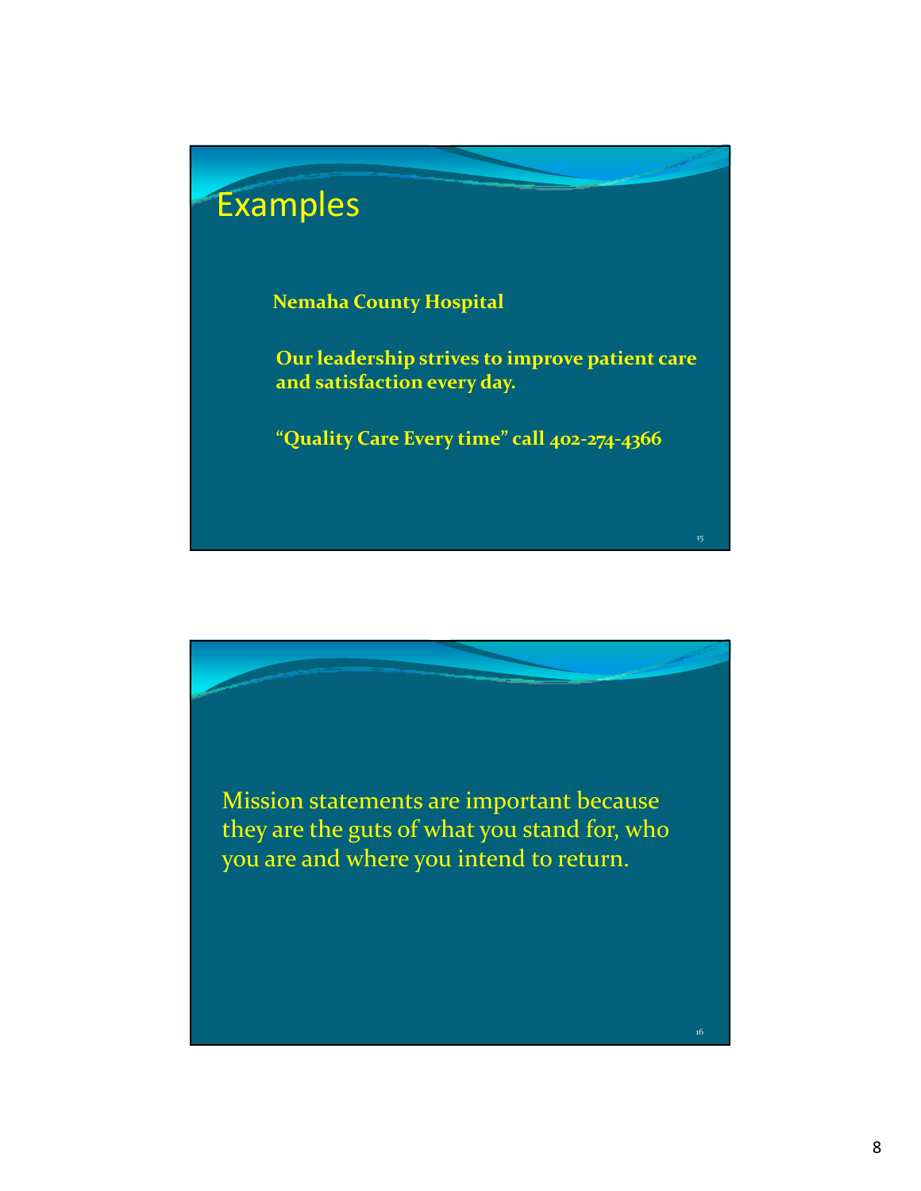## Examples

**Nemaha County Hospital**

**Our leadership strives to improve patient care and satisfaction every day.**

**"Quality Care Every time" call 402-274-4366**

---

Mission statements are important because they are the guts of what you stand for, who you are and where you intend to return.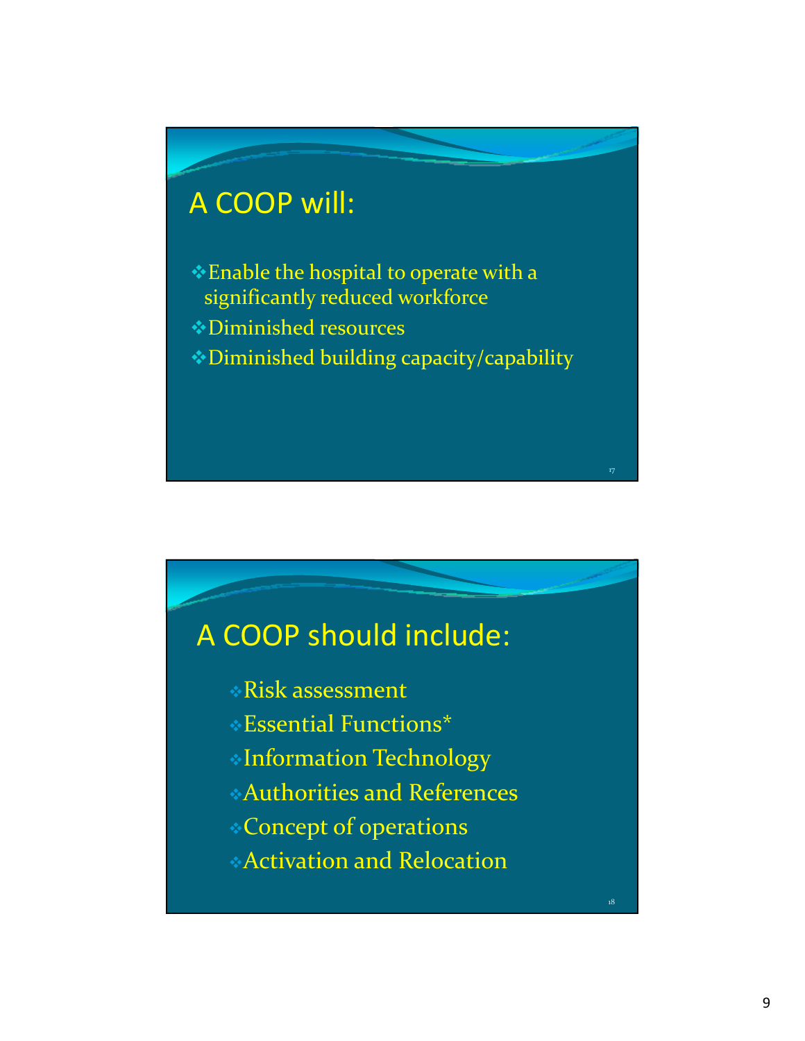## A COOP will:

- Enable the hospital to operate with a significantly reduced workforce
- Diminished resources
- Diminished building capacity/capability

## A COOP should include:

- Risk assessment
- Essential Functions*
- Information Technology
- Authorities and References
- Concept of operations
- Activation and Relocation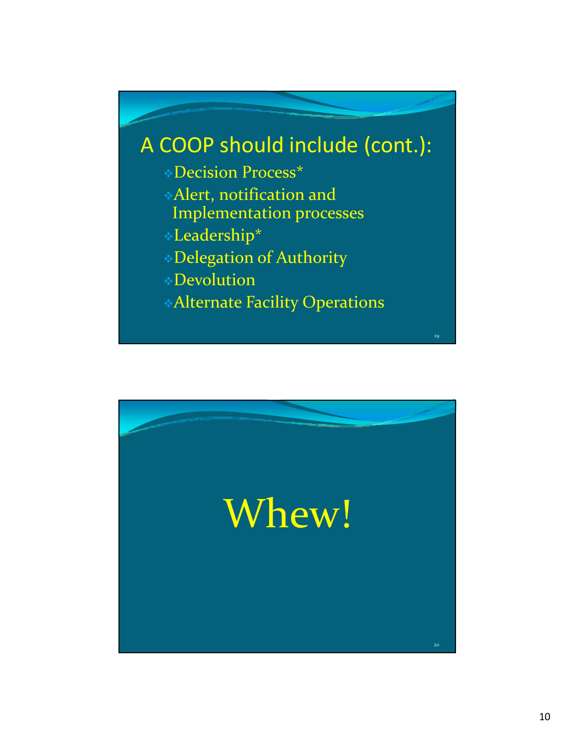## A COOP should include (cont.):

- Decision Process*
- Alert, notification and Implementation processes
- Leadership*
- Delegation of Authority
- Devolution
- Alternate Facility Operations

# Whew!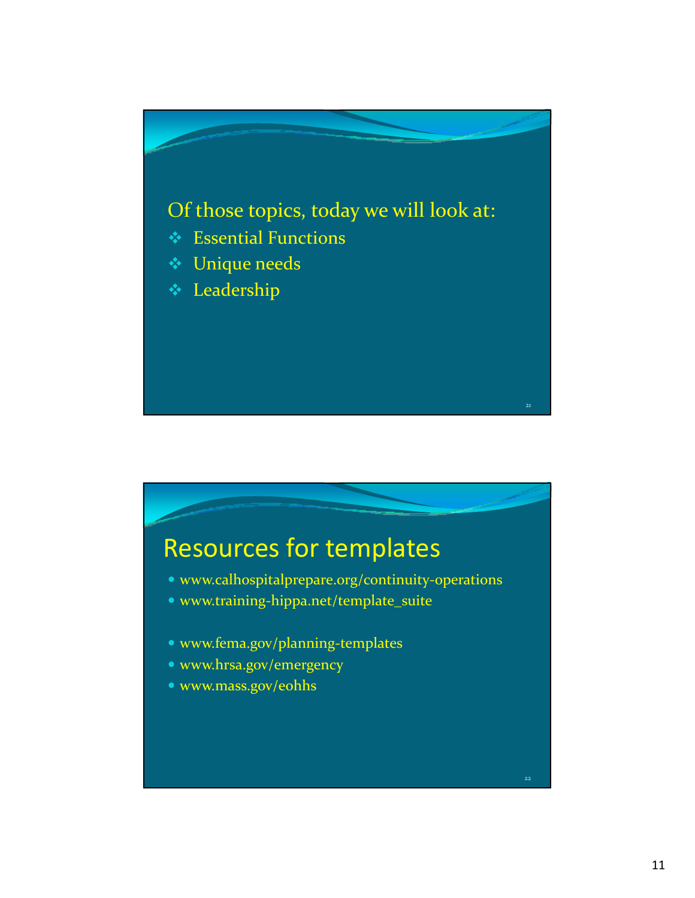Of those topics, today we will look at:

- Essential Functions
- Unique needs
- Leadership

# Resources for templates

- www.calhospitalprepare.org/continuity-operations
- www.training-hippa.net/template_suite

- www.fema.gov/planning-templates
- www.hrsa.gov/emergency
- www.mass.gov/eohhs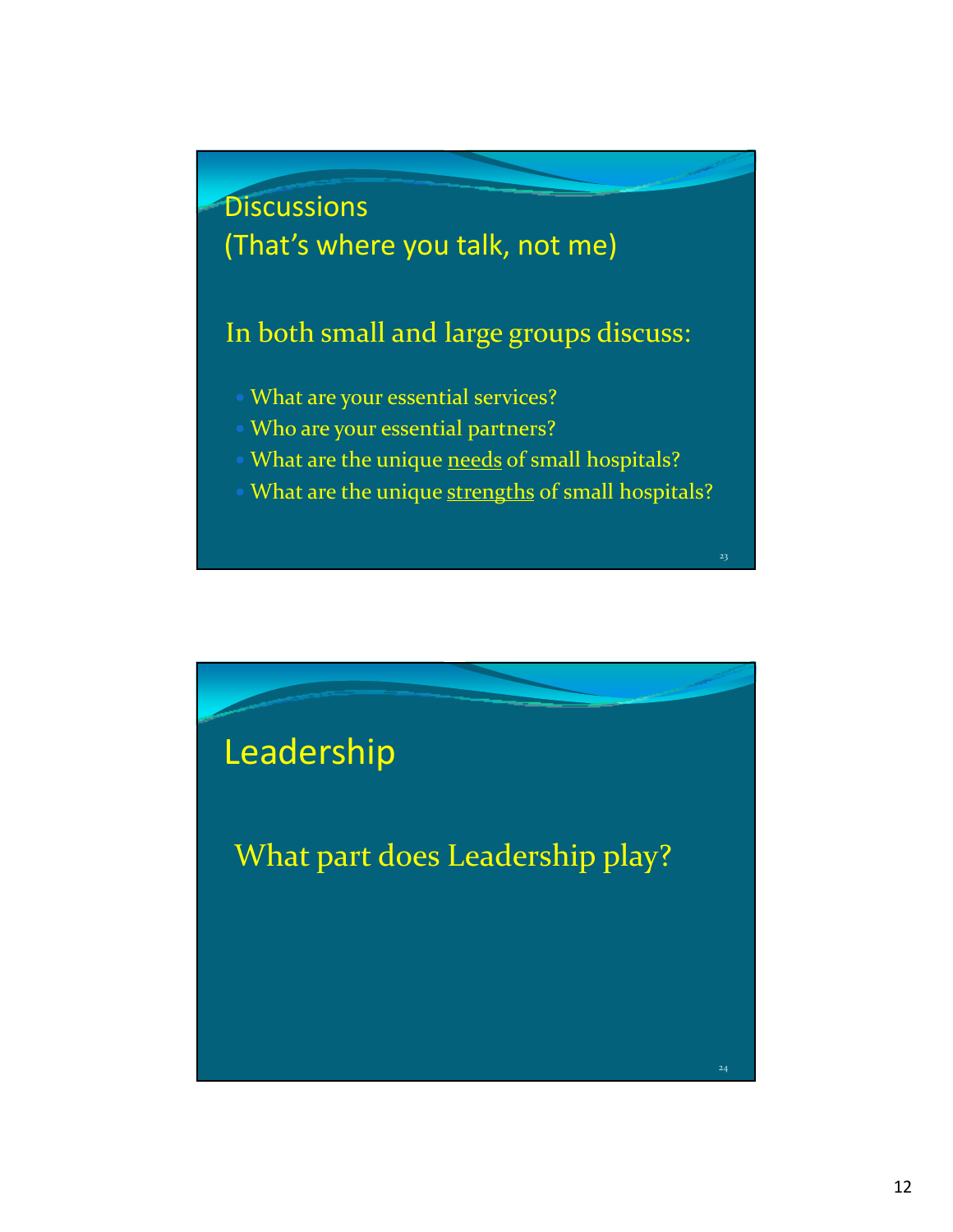## Discussions
(That's where you talk, not me)

In both small and large groups discuss:

- What are your essential services?
- Who are your essential partners?
- What are the unique <u>needs</u> of small hospitals?
- What are the unique <u>strengths</u> of small hospitals?

## Leadership

What part does Leadership play?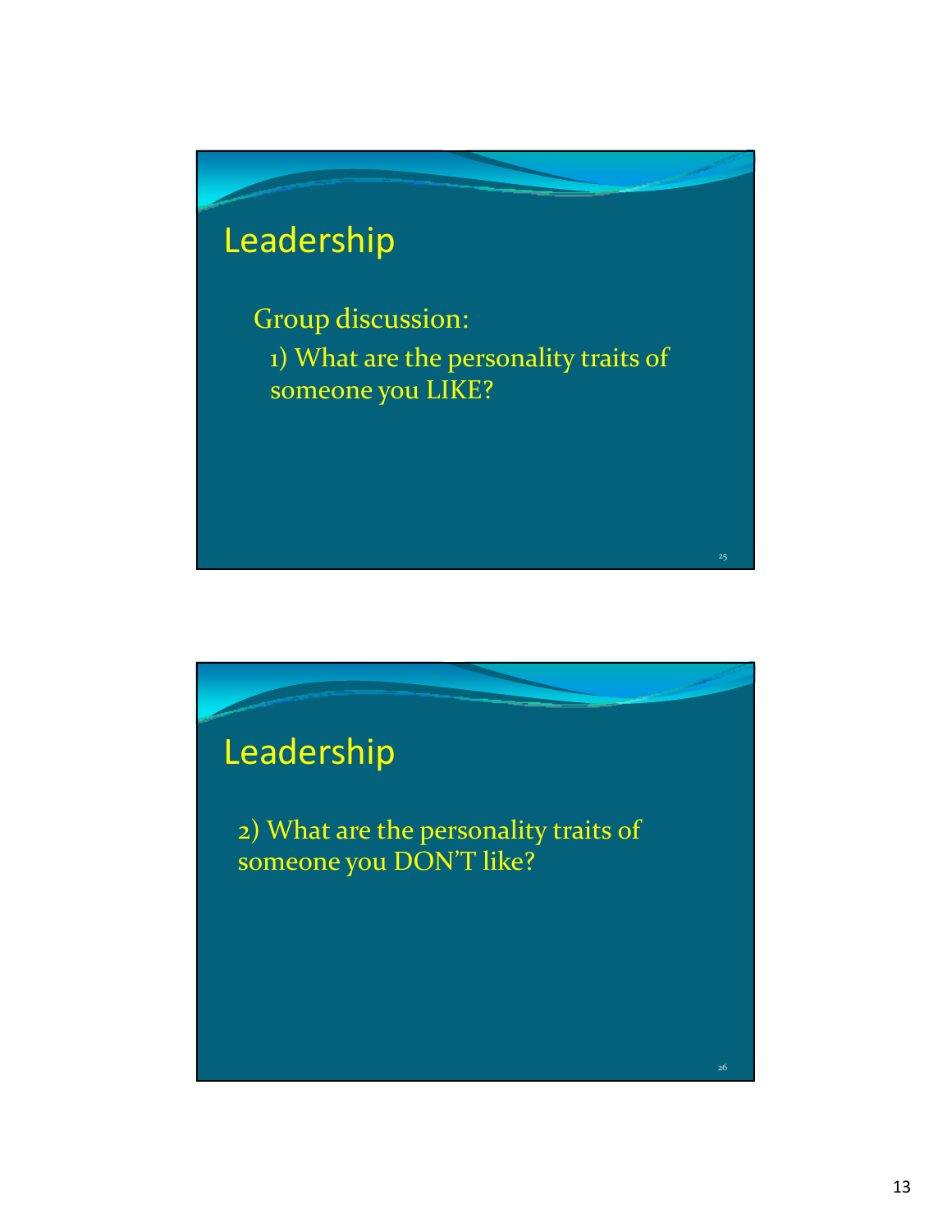## Leadership

Group discussion:

1) What are the personality traits of someone you LIKE?

## Leadership

2) What are the personality traits of someone you DON'T like?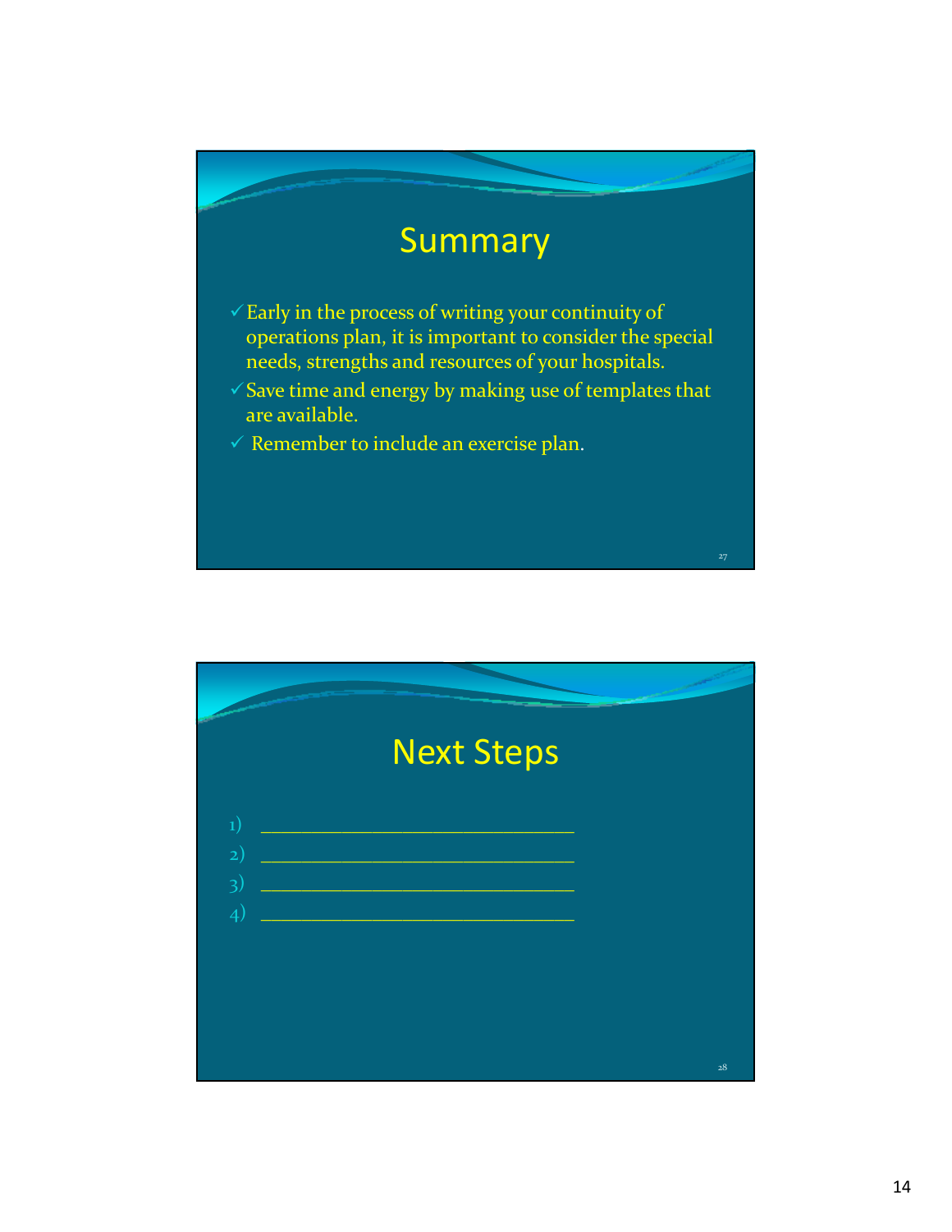## Summary

- ✓ Early in the process of writing your continuity of operations plan, it is important to consider the special needs, strengths and resources of your hospitals.
- ✓ Save time and energy by making use of templates that are available.
- ✓ Remember to include an exercise plan.

## Next Steps

1) ______________________________
2) ______________________________
3) ______________________________
4) ______________________________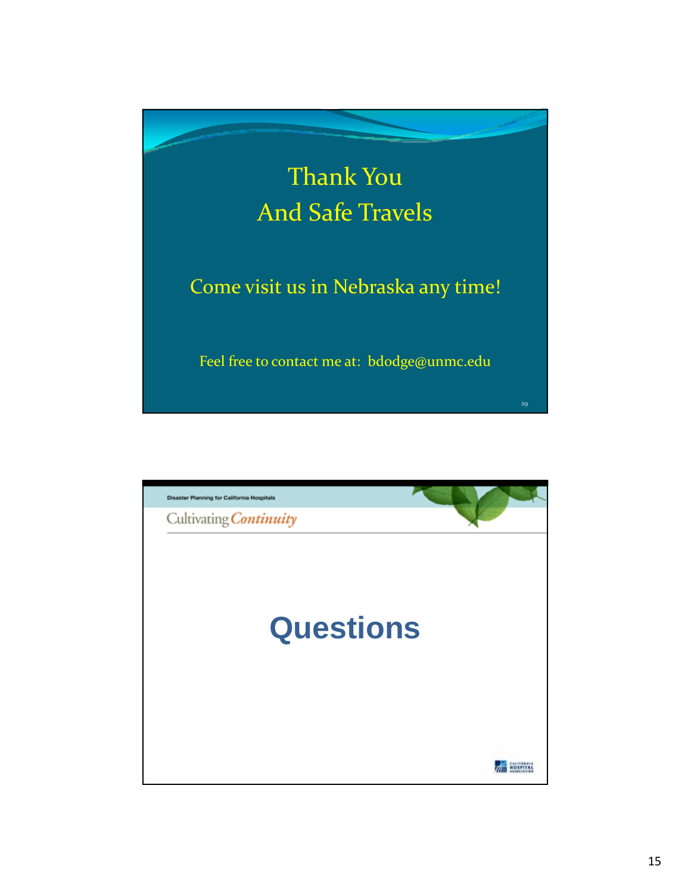# Thank You
# And Safe Travels

Come visit us in Nebraska any time!

Feel free to contact me at: bdodge@unmc.edu

Disaster Planning for California Hospitals

Cultivating *Continuity*

# Questions